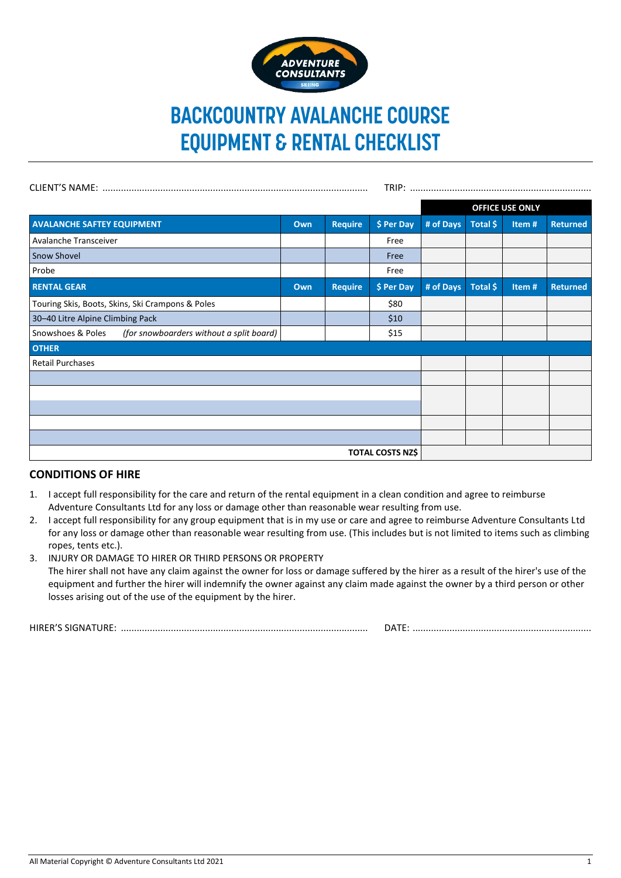# BACKCOUNTRY AVALANCHE COURSE EQUIPMENT & RENTAL CHECKLIST

CLIENT'S NAME: .................................................................................................... TRIP: ....................................................................

| | | | | OFFICE USE ONLY | | | |
|---|---|---|---|---|---|---|---|
| **AVALANCHE SAFTEY EQUIPMENT** | **Own** | **Require** | **$ Per Day** | **# of Days** | **Total $** | **Item #** | **Returned** |
| Avalanche Transceiver | | | Free | | | | |
| Snow Shovel | | | Free | | | | |
| Probe | | | Free | | | | |
| **RENTAL GEAR** | **Own** | **Require** | **$ Per Day** | **# of Days** | **Total $** | **Item #** | **Returned** |
| Touring Skis, Boots, Skins, Ski Crampons & Poles | | | $80 | | | | |
| 30–40 Litre Alpine Climbing Pack | | | $10 | | | | |
| Snowshoes & Poles *(for snowboarders without a split board)* | | | $15 | | | | |
| **OTHER** | | | | | | | |
| Retail Purchases | | | | | | | |
| | | | | | | | |
| | | | | | | | |
| | | | | | | | |
| | | | | | | | |
| | | | | | | | |
| | | | **TOTAL COSTS NZ$** | | | | |

## CONDITIONS OF HIRE

1. I accept full responsibility for the care and return of the rental equipment in a clean condition and agree to reimburse Adventure Consultants Ltd for any loss or damage other than reasonable wear resulting from use.
2. I accept full responsibility for any group equipment that is in my use or care and agree to reimburse Adventure Consultants Ltd for any loss or damage other than reasonable wear resulting from use. (This includes but is not limited to items such as climbing ropes, tents etc.).
3. INJURY OR DAMAGE TO HIRER OR THIRD PERSONS OR PROPERTY
   The hirer shall not have any claim against the owner for loss or damage suffered by the hirer as a result of the hirer's use of the equipment and further the hirer will indemnify the owner against any claim made against the owner by a third person or other losses arising out of the use of the equipment by the hirer.

HIRER'S SIGNATURE: ............................................................................................ DATE: ...................................................................

All Material Copyright © Adventure Consultants Ltd 2021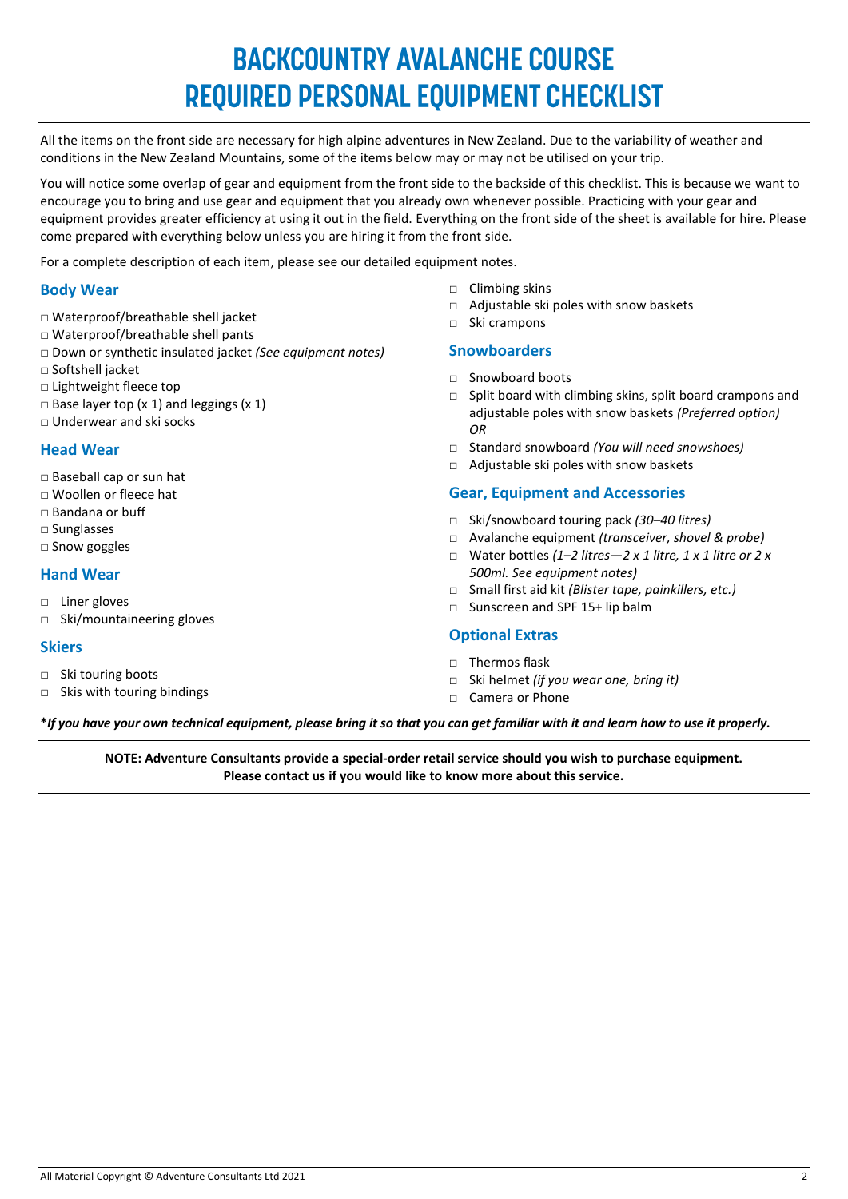# BACKCOUNTRY AVALANCHE COURSE
# REQUIRED PERSONAL EQUIPMENT CHECKLIST

All the items on the front side are necessary for high alpine adventures in New Zealand. Due to the variability of weather and conditions in the New Zealand Mountains, some of the items below may or may not be utilised on your trip.

You will notice some overlap of gear and equipment from the front side to the backside of this checklist. This is because we want to encourage you to bring and use gear and equipment that you already own whenever possible. Practicing with your gear and equipment provides greater efficiency at using it out in the field. Everything on the front side of the sheet is available for hire. Please come prepared with everything below unless you are hiring it from the front side.

For a complete description of each item, please see our detailed equipment notes.

## Body Wear

- □ Waterproof/breathable shell jacket
- □ Waterproof/breathable shell pants
- □ Down or synthetic insulated jacket *(See equipment notes)*
- □ Softshell jacket
- □ Lightweight fleece top
- □ Base layer top (x 1) and leggings (x 1)
- □ Underwear and ski socks

## Head Wear

- □ Baseball cap or sun hat
- □ Woollen or fleece hat
- □ Bandana or buff
- □ Sunglasses
- □ Snow goggles

## Hand Wear

- □ Liner gloves
- □ Ski/mountaineering gloves

## Skiers

- □ Ski touring boots
- □ Skis with touring bindings
- □ Climbing skins
- □ Adjustable ski poles with snow baskets
- □ Ski crampons

## Snowboarders

- □ Snowboard boots
- □ Split board with climbing skins, split board crampons and adjustable poles with snow baskets *(Preferred option) OR*
- □ Standard snowboard *(You will need snowshoes)*
- □ Adjustable ski poles with snow baskets

## Gear, Equipment and Accessories

- □ Ski/snowboard touring pack *(30–40 litres)*
- □ Avalanche equipment *(transceiver, shovel & probe)*
- □ Water bottles *(1–2 litres—2 x 1 litre, 1 x 1 litre or 2 x 500ml. See equipment notes)*
- □ Small first aid kit *(Blister tape, painkillers, etc.)*
- □ Sunscreen and SPF 15+ lip balm

## Optional Extras

- □ Thermos flask
- □ Ski helmet *(if you wear one, bring it)*
- □ Camera or Phone

***If you have your own technical equipment, please bring it so that you can get familiar with it and learn how to use it properly.***

**NOTE: Adventure Consultants provide a special-order retail service should you wish to purchase equipment. Please contact us if you would like to know more about this service.**

All Material Copyright © Adventure Consultants Ltd 2021